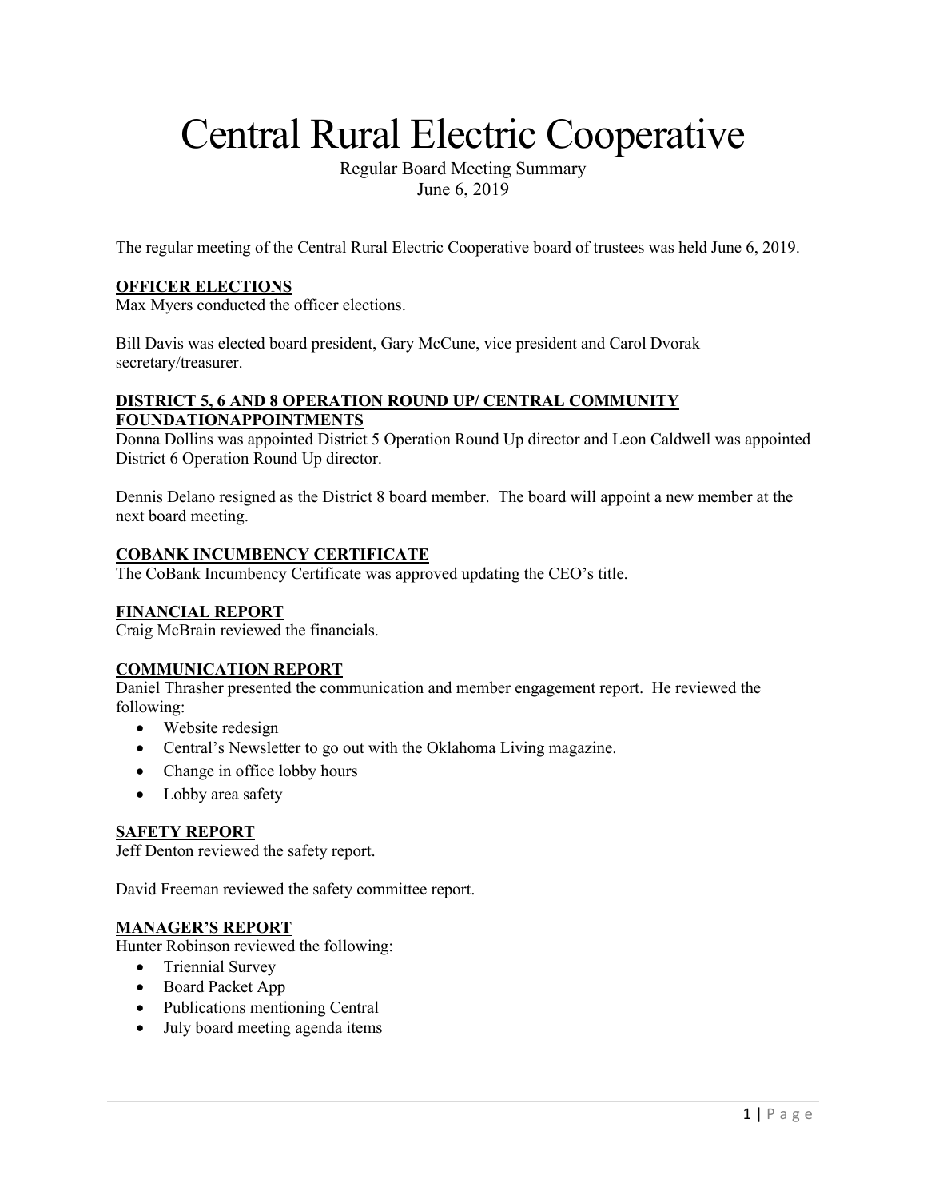# Central Rural Electric Cooperative

Regular Board Meeting Summary
June 6, 2019

The regular meeting of the Central Rural Electric Cooperative board of trustees was held June 6, 2019.

**OFFICER ELECTIONS**

Max Myers conducted the officer elections.

Bill Davis was elected board president, Gary McCune, vice president and Carol Dvorak secretary/treasurer.

**DISTRICT 5, 6 AND 8 OPERATION ROUND UP/ CENTRAL COMMUNITY FOUNDATIONAPPOINTMENTS**

Donna Dollins was appointed District 5 Operation Round Up director and Leon Caldwell was appointed District 6 Operation Round Up director.

Dennis Delano resigned as the District 8 board member. The board will appoint a new member at the next board meeting.

**COBANK INCUMBENCY CERTIFICATE**

The CoBank Incumbency Certificate was approved updating the CEO's title.

**FINANCIAL REPORT**

Craig McBrain reviewed the financials.

**COMMUNICATION REPORT**

Daniel Thrasher presented the communication and member engagement report. He reviewed the following:

- Website redesign
- Central's Newsletter to go out with the Oklahoma Living magazine.
- Change in office lobby hours
- Lobby area safety

**SAFETY REPORT**

Jeff Denton reviewed the safety report.

David Freeman reviewed the safety committee report.

**MANAGER'S REPORT**

Hunter Robinson reviewed the following:

- Triennial Survey
- Board Packet App
- Publications mentioning Central
- July board meeting agenda items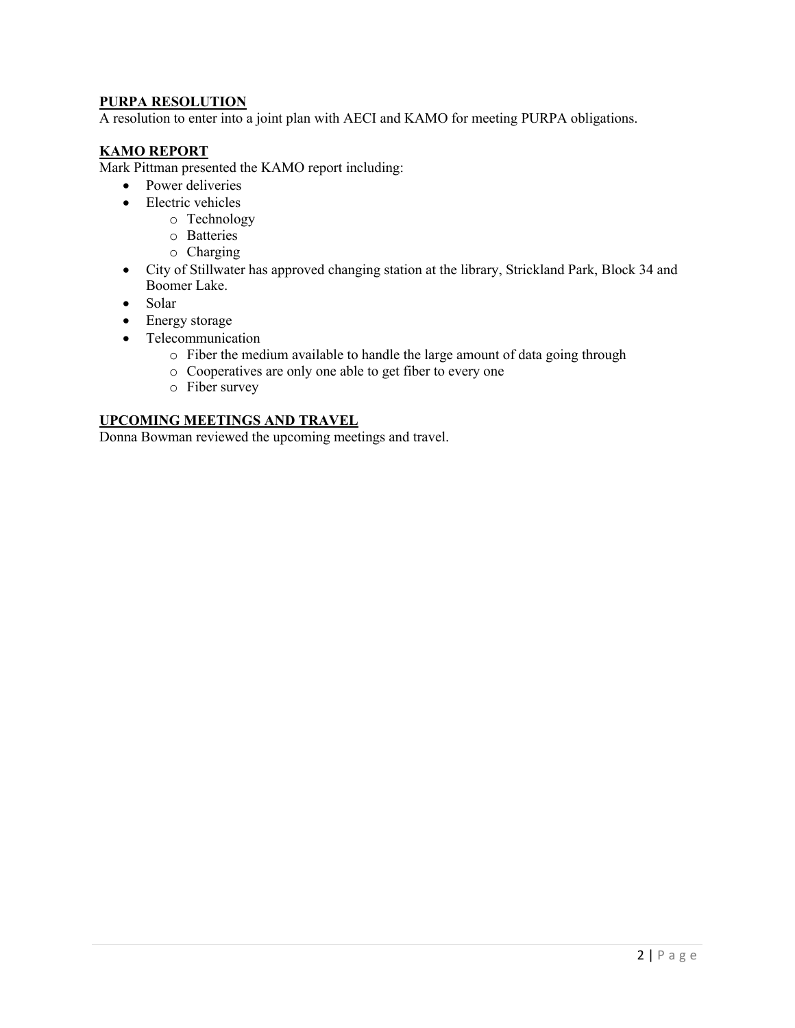**PURPA RESOLUTION**

A resolution to enter into a joint plan with AECI and KAMO for meeting PURPA obligations.

**KAMO REPORT**

Mark Pittman presented the KAMO report including:

- Power deliveries
- Electric vehicles
  - Technology
  - Batteries
  - Charging
- City of Stillwater has approved changing station at the library, Strickland Park, Block 34 and Boomer Lake.
- Solar
- Energy storage
- Telecommunication
  - Fiber the medium available to handle the large amount of data going through
  - Cooperatives are only one able to get fiber to every one
  - Fiber survey

**UPCOMING MEETINGS AND TRAVEL**

Donna Bowman reviewed the upcoming meetings and travel.